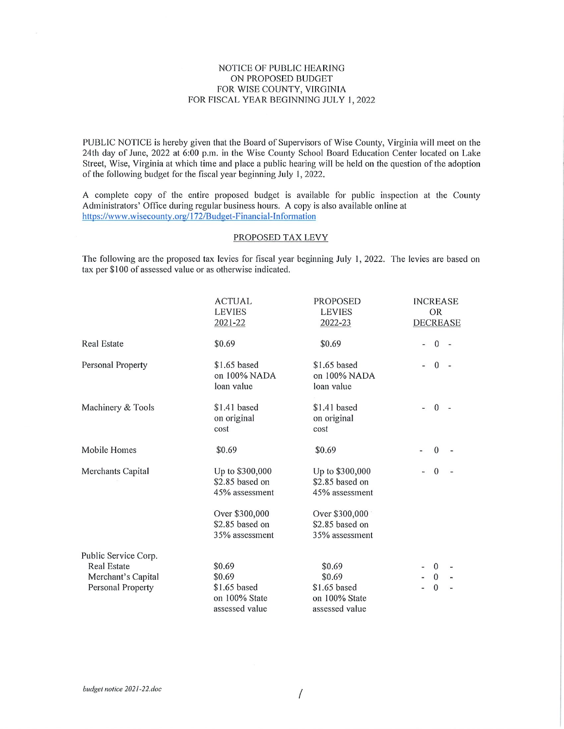# NOTICE OF PUBLIC HEARING
# ON PROPOSED BUDGET
# FOR WISE COUNTY, VIRGINIA
# FOR FISCAL YEAR BEGINNING JULY 1, 2022

PUBLIC NOTICE is hereby given that the Board of Supervisors of Wise County, Virginia will meet on the 24th day of June, 2022 at 6:00 p.m. in the Wise County School Board Education Center located on Lake Street, Wise, Virginia at which time and place a public hearing will be held on the question of the adoption of the following budget for the fiscal year beginning July 1, 2022.

A complete copy of the entire proposed budget is available for public inspection at the County Administrators' Office during regular business hours. A copy is also available online at https://www.wisecounty.org/172/Budget-Financial-Information

## PROPOSED TAX LEVY

The following are the proposed tax levies for fiscal year beginning July 1, 2022. The levies are based on tax per $100 of assessed value or as otherwise indicated.

| | ACTUAL LEVIES 2021-22 | PROPOSED LEVIES 2022-23 | INCREASE OR DECREASE |
|---|---|---|---|
| Real Estate | $0.69 | $0.69 | - 0 - |
| Personal Property | $1.65 based on 100% NADA loan value | $1.65 based on 100% NADA loan value | - 0 - |
| Machinery & Tools | $1.41 based on original cost | $1.41 based on original cost | - 0 - |
| Mobile Homes | $0.69 | $0.69 | - 0 - |
| Merchants Capital | Up to $300,000 $2.85 based on 45% assessment | Up to $300,000 $2.85 based on 45% assessment | - 0 - |
| | Over $300,000 $2.85 based on 35% assessment | Over $300,000 $2.85 based on 35% assessment | |
| Public Service Corp. | | | |
| Real Estate | $0.69 | $0.69 | - 0 - |
| Merchant's Capital | $0.69 | $0.69 | - 0 - |
| Personal Property | $1.65 based on 100% State assessed value | $1.65 based on 100% State assessed value | - 0 - |

*budget notice 2021-22.doc*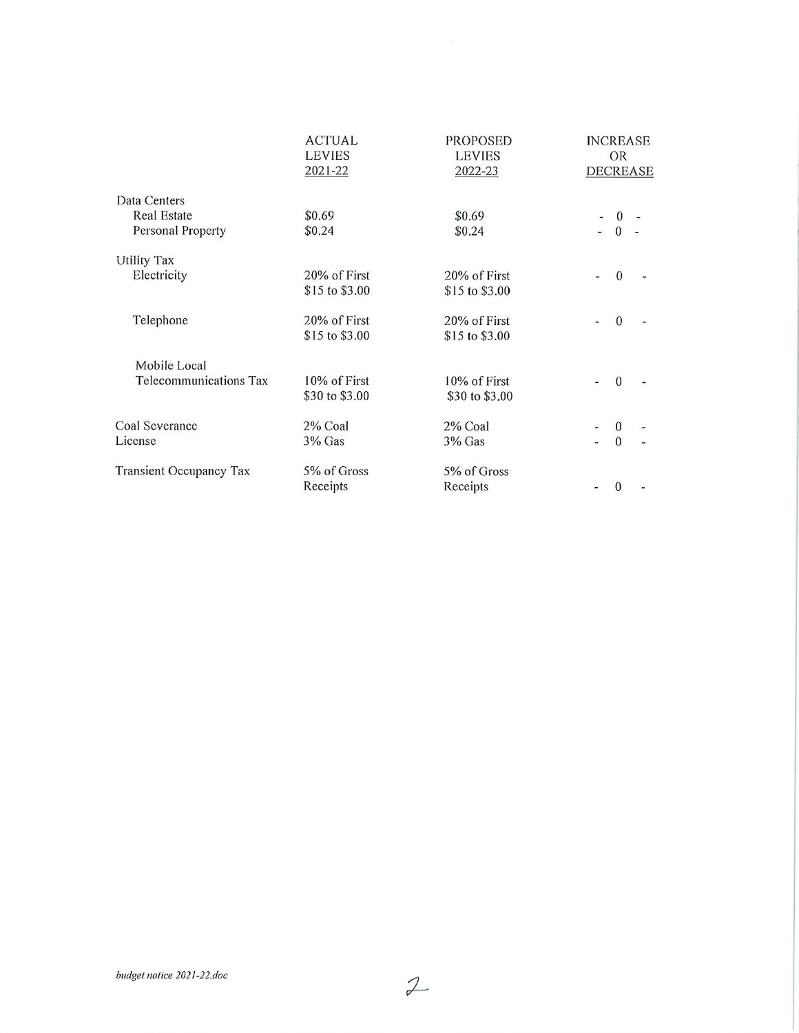| | ACTUAL LEVIES 2021-22 | PROPOSED LEVIES 2022-23 | INCREASE OR DECREASE |
|---|---|---|---|
| Data Centers | | | |
| Real Estate | $0.69 | $0.69 | - 0 - |
| Personal Property | $0.24 | $0.24 | - 0 - |
| Utility Tax | | | |
| Electricity | 20% of First $15 to $3.00 | 20% of First $15 to $3.00 | - 0 - |
| Telephone | 20% of First $15 to $3.00 | 20% of First $15 to $3.00 | - 0 - |
| Mobile Local Telecommunications Tax | 10% of First $30 to $3.00 | 10% of First $30 to $3.00 | - 0 - |
| Coal Severance | 2% Coal | 2% Coal | - 0 - |
| License | 3% Gas | 3% Gas | - 0 - |
| Transient Occupancy Tax | 5% of Gross Receipts | 5% of Gross Receipts | - 0 - |

*budget notice 2021-22.doc*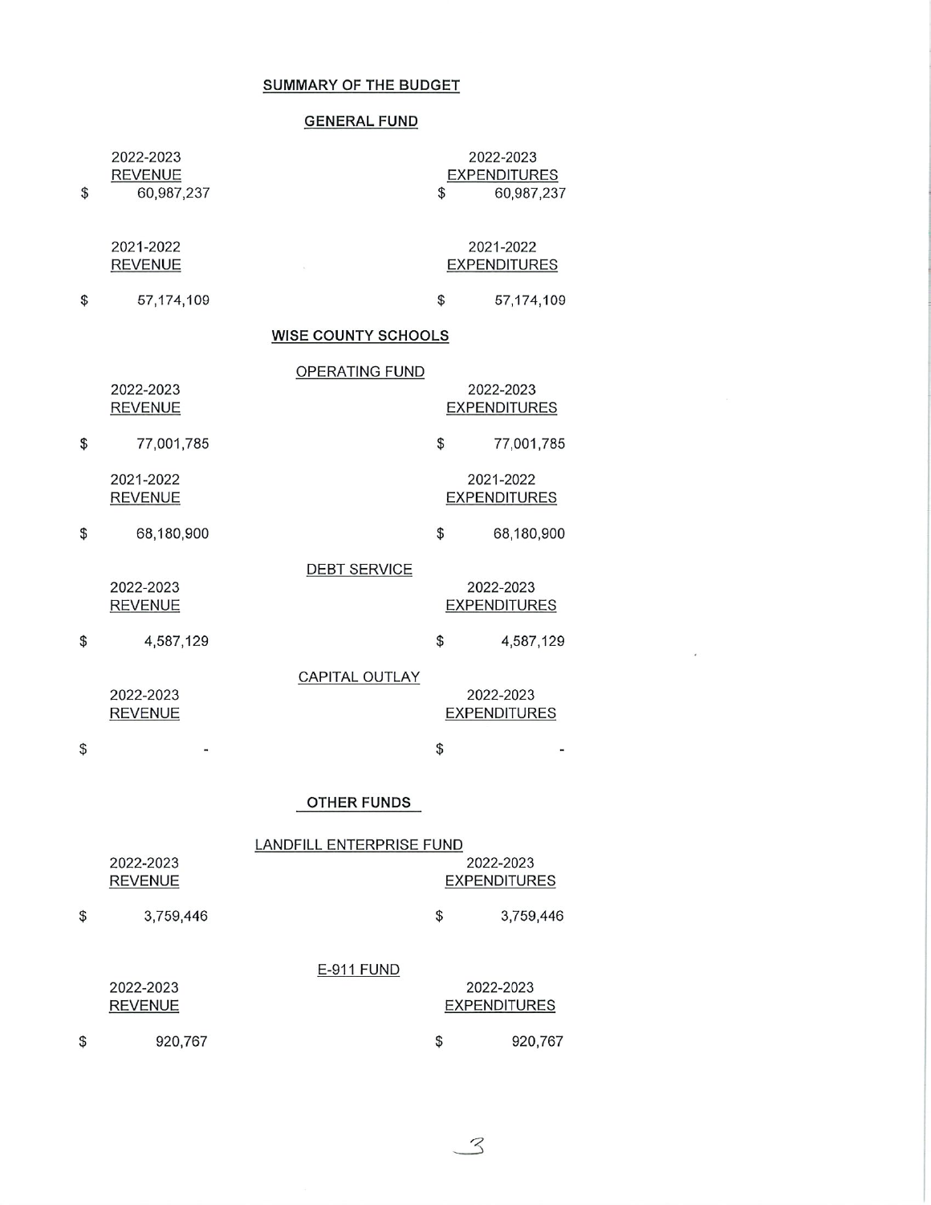# SUMMARY OF THE BUDGET

## GENERAL FUND

| 2022-2023 REVENUE | 2022-2023 EXPENDITURES |
|---|---|
| $ 60,987,237 | $ 60,987,237 |

| 2021-2022 REVENUE | 2021-2022 EXPENDITURES |
|---|---|
| $ 57,174,109 | $ 57,174,109 |

## WISE COUNTY SCHOOLS

### OPERATING FUND

| 2022-2023 REVENUE | 2022-2023 EXPENDITURES |
|---|---|
| $ 77,001,785 | $ 77,001,785 |

| 2021-2022 REVENUE | 2021-2022 EXPENDITURES |
|---|---|
| $ 68,180,900 | $ 68,180,900 |

### DEBT SERVICE

| 2022-2023 REVENUE | 2022-2023 EXPENDITURES |
|---|---|
| $ 4,587,129 | $ 4,587,129 |

### CAPITAL OUTLAY

| 2022-2023 REVENUE | 2022-2023 EXPENDITURES |
|---|---|
| $ - | $ - |

## OTHER FUNDS

### LANDFILL ENTERPRISE FUND

| 2022-2023 REVENUE | 2022-2023 EXPENDITURES |
|---|---|
| $ 3,759,446 | $ 3,759,446 |

### E-911 FUND

| 2022-2023 REVENUE | 2022-2023 EXPENDITURES |
|---|---|
| $ 920,767 | $ 920,767 |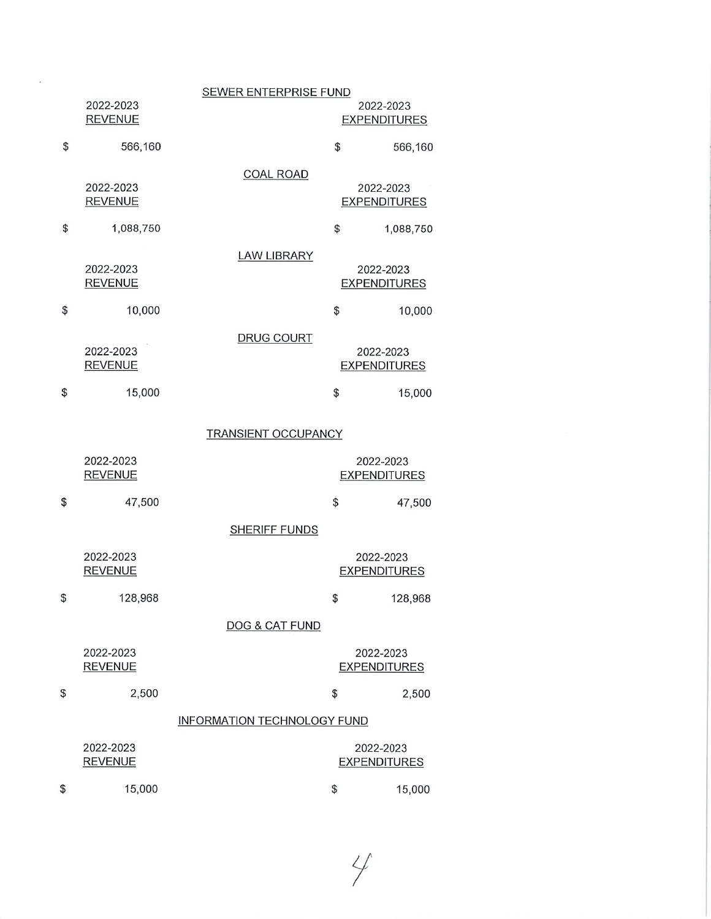## SEWER ENTERPRISE FUND

| 2022-2023 REVENUE | 2022-2023 EXPENDITURES |
|---|---|
| $ 566,160 | $ 566,160 |

## COAL ROAD

| 2022-2023 REVENUE | 2022-2023 EXPENDITURES |
|---|---|
| $ 1,088,750 | $ 1,088,750 |

## LAW LIBRARY

| 2022-2023 REVENUE | 2022-2023 EXPENDITURES |
|---|---|
| $ 10,000 | $ 10,000 |

## DRUG COURT

| 2022-2023 REVENUE | 2022-2023 EXPENDITURES |
|---|---|
| $ 15,000 | $ 15,000 |

## TRANSIENT OCCUPANCY

| 2022-2023 REVENUE | 2022-2023 EXPENDITURES |
|---|---|
| $ 47,500 | $ 47,500 |

## SHERIFF FUNDS

| 2022-2023 REVENUE | 2022-2023 EXPENDITURES |
|---|---|
| $ 128,968 | $ 128,968 |

## DOG & CAT FUND

| 2022-2023 REVENUE | 2022-2023 EXPENDITURES |
|---|---|
| $ 2,500 | $ 2,500 |

## INFORMATION TECHNOLOGY FUND

| 2022-2023 REVENUE | 2022-2023 EXPENDITURES |
|---|---|
| $ 15,000 | $ 15,000 |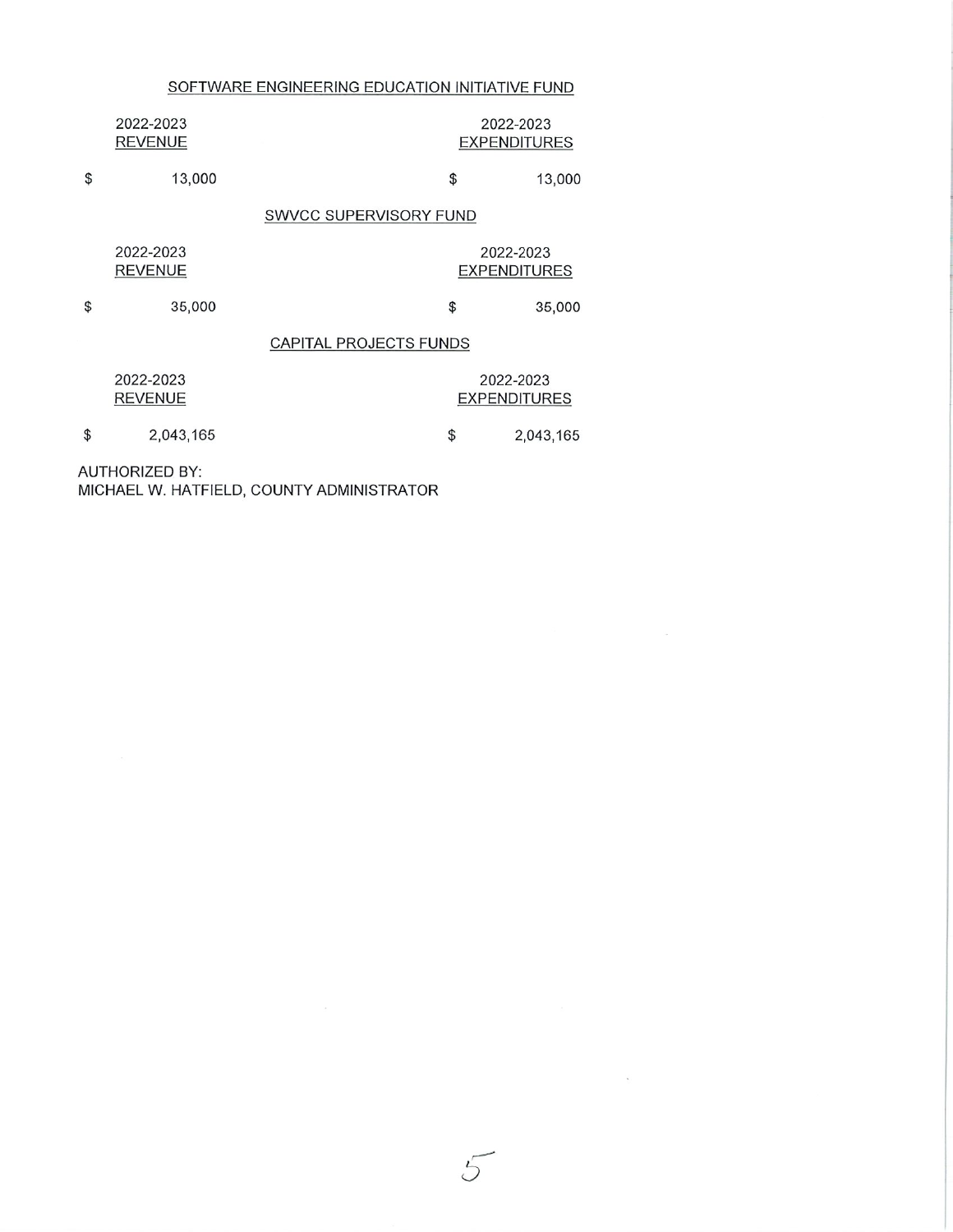### SOFTWARE ENGINEERING EDUCATION INITIATIVE FUND

| 2022-2023 REVENUE | 2022-2023 EXPENDITURES |
|---|---|
| $ 13,000 | $ 13,000 |

### SWVCC SUPERVISORY FUND

| 2022-2023 REVENUE | 2022-2023 EXPENDITURES |
|---|---|
| $ 35,000 | $ 35,000 |

### CAPITAL PROJECTS FUNDS

| 2022-2023 REVENUE | 2022-2023 EXPENDITURES |
|---|---|
| $ 2,043,165 | $ 2,043,165 |

AUTHORIZED BY:
MICHAEL W. HATFIELD, COUNTY ADMINISTRATOR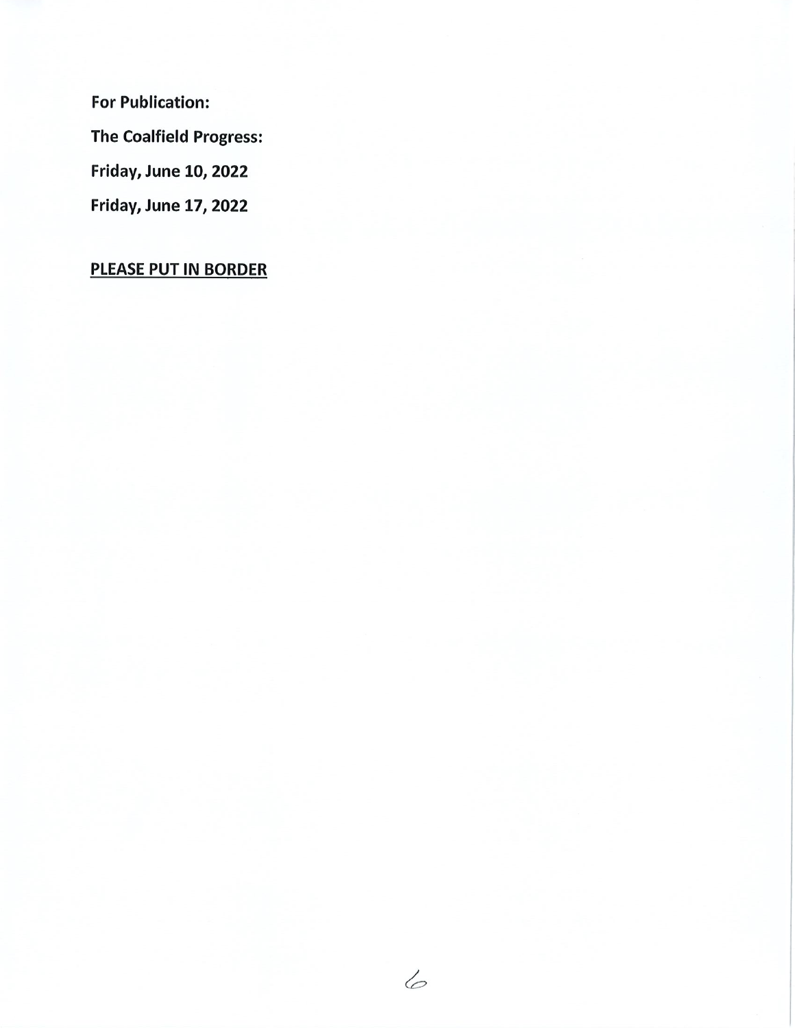**For Publication:**

**The Coalfield Progress:**

**Friday, June 10, 2022**

**Friday, June 17, 2022**

**PLEASE PUT IN BORDER**